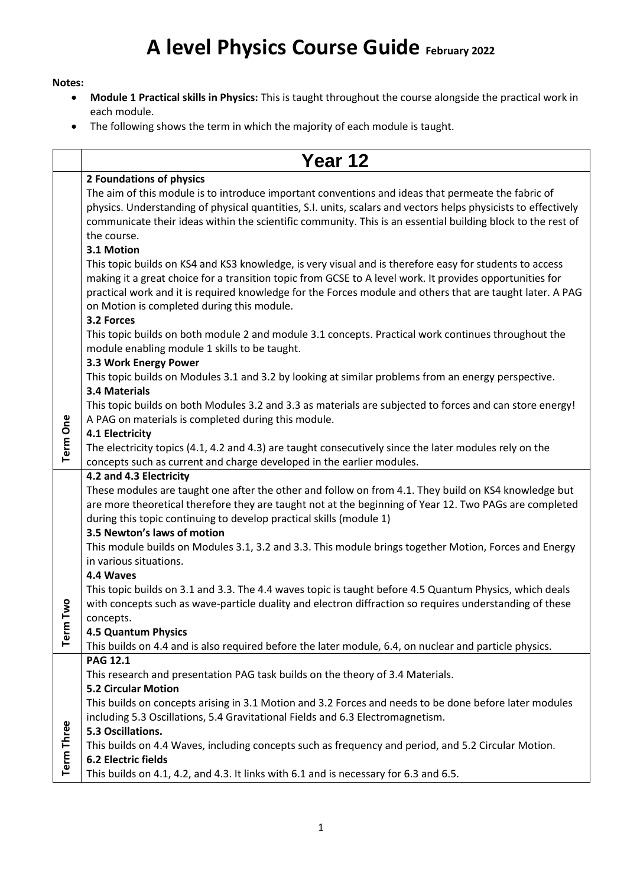# A level Physics Course Guide February 2022

**Notes:**

- **Module 1 Practical skills in Physics:** This is taught throughout the course alongside the practical work in each module.
- The following shows the term in which the majority of each module is taught.

| | Year 12 |
|---|---|
| Term One | **2 Foundations of physics**<br>The aim of this module is to introduce important conventions and ideas that permeate the fabric of physics. Understanding of physical quantities, S.I. units, scalars and vectors helps physicists to effectively communicate their ideas within the scientific community. This is an essential building block to the rest of the course.<br>**3.1 Motion**<br>This topic builds on KS4 and KS3 knowledge, is very visual and is therefore easy for students to access making it a great choice for a transition topic from GCSE to A level work. It provides opportunities for practical work and it is required knowledge for the Forces module and others that are taught later. A PAG on Motion is completed during this module.<br>**3.2 Forces**<br>This topic builds on both module 2 and module 3.1 concepts. Practical work continues throughout the module enabling module 1 skills to be taught.<br>**3.3 Work Energy Power**<br>This topic builds on Modules 3.1 and 3.2 by looking at similar problems from an energy perspective.<br>**3.4 Materials**<br>This topic builds on both Modules 3.2 and 3.3 as materials are subjected to forces and can store energy! A PAG on materials is completed during this module.<br>**4.1 Electricity**<br>The electricity topics (4.1, 4.2 and 4.3) are taught consecutively since the later modules rely on the concepts such as current and charge developed in the earlier modules. |
| Term Two | **4.2 and 4.3 Electricity**<br>These modules are taught one after the other and follow on from 4.1. They build on KS4 knowledge but are more theoretical therefore they are taught not at the beginning of Year 12. Two PAGs are completed during this topic continuing to develop practical skills (module 1)<br>**3.5 Newton's laws of motion**<br>This module builds on Modules 3.1, 3.2 and 3.3. This module brings together Motion, Forces and Energy in various situations.<br>**4.4 Waves**<br>This topic builds on 3.1 and 3.3. The 4.4 waves topic is taught before 4.5 Quantum Physics, which deals with concepts such as wave-particle duality and electron diffraction so requires understanding of these concepts.<br>**4.5 Quantum Physics**<br>This builds on 4.4 and is also required before the later module, 6.4, on nuclear and particle physics. |
| Term Three | **PAG 12.1**<br>This research and presentation PAG task builds on the theory of 3.4 Materials.<br>**5.2 Circular Motion**<br>This builds on concepts arising in 3.1 Motion and 3.2 Forces and needs to be done before later modules including 5.3 Oscillations, 5.4 Gravitational Fields and 6.3 Electromagnetism.<br>**5.3 Oscillations.**<br>This builds on 4.4 Waves, including concepts such as frequency and period, and 5.2 Circular Motion.<br>**6.2 Electric fields**<br>This builds on 4.1, 4.2, and 4.3. It links with 6.1 and is necessary for 6.3 and 6.5. |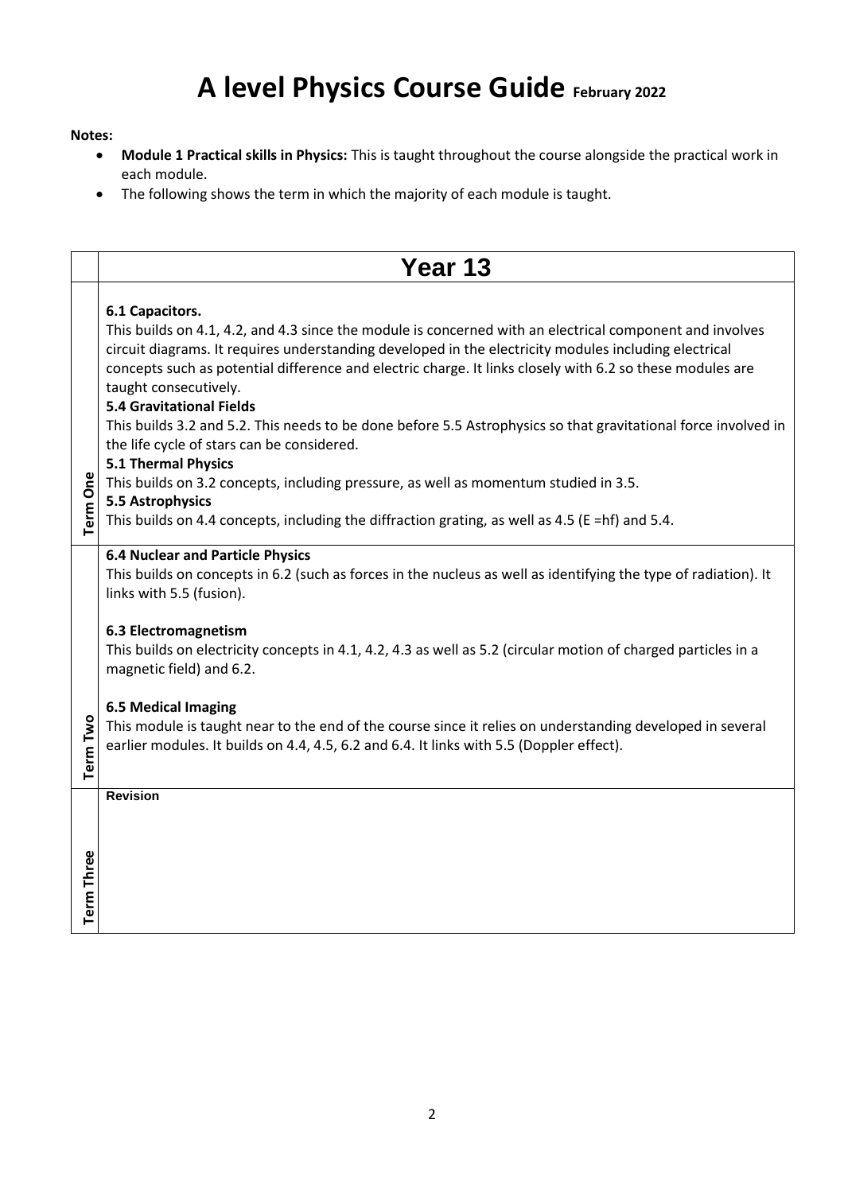# A level Physics Course Guide February 2022

**Notes:**

- **Module 1 Practical skills in Physics:** This is taught throughout the course alongside the practical work in each module.
- The following shows the term in which the majority of each module is taught.

| | Year 13 |
|---|---|
| Term One | **6.1 Capacitors.**<br>This builds on 4.1, 4.2, and 4.3 since the module is concerned with an electrical component and involves circuit diagrams. It requires understanding developed in the electricity modules including electrical concepts such as potential difference and electric charge. It links closely with 6.2 so these modules are taught consecutively.<br>**5.4 Gravitational Fields**<br>This builds 3.2 and 5.2. This needs to be done before 5.5 Astrophysics so that gravitational force involved in the life cycle of stars can be considered.<br>**5.1 Thermal Physics**<br>This builds on 3.2 concepts, including pressure, as well as momentum studied in 3.5.<br>**5.5 Astrophysics**<br>This builds on 4.4 concepts, including the diffraction grating, as well as 4.5 ($E = hf$) and 5.4. |
| Term Two | **6.4 Nuclear and Particle Physics**<br>This builds on concepts in 6.2 (such as forces in the nucleus as well as identifying the type of radiation). It links with 5.5 (fusion).<br><br>**6.3 Electromagnetism**<br>This builds on electricity concepts in 4.1, 4.2, 4.3 as well as 5.2 (circular motion of charged particles in a magnetic field) and 6.2.<br><br>**6.5 Medical Imaging**<br>This module is taught near to the end of the course since it relies on understanding developed in several earlier modules. It builds on 4.4, 4.5, 6.2 and 6.4. It links with 5.5 (Doppler effect). |
| Term Three | **Revision** |